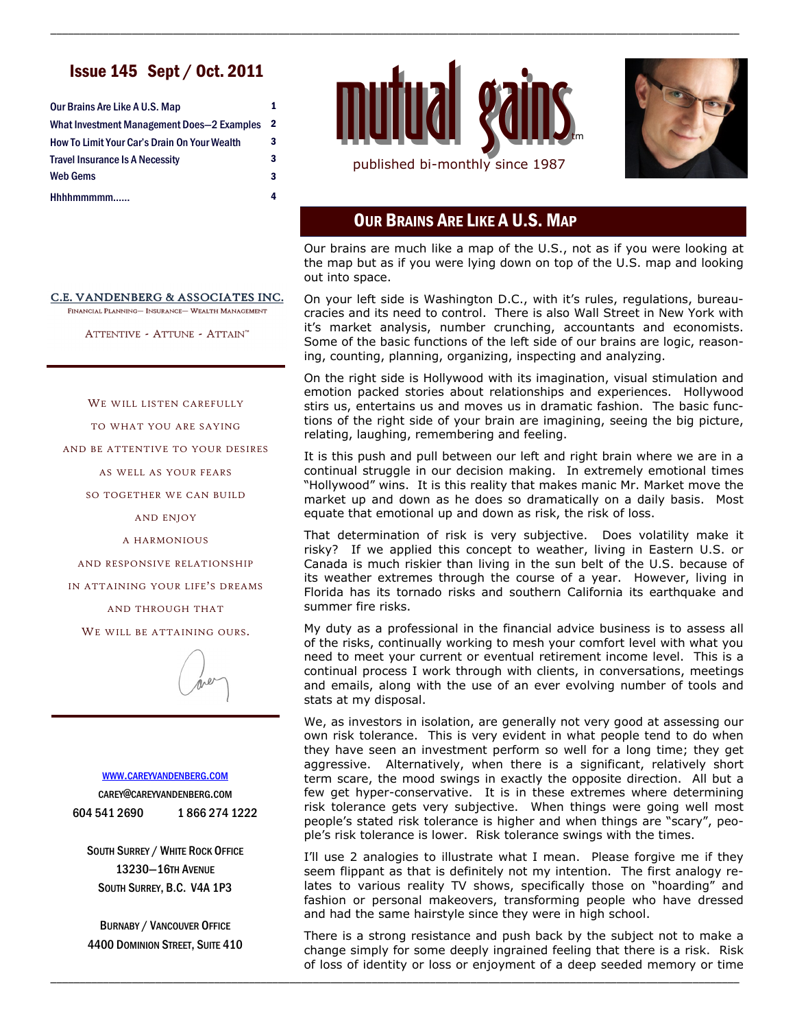# Issue 145 Sept / Oct. 2011

| | |
|---|---|
| Our Brains Are Like A U.S. Map | 1 |
| What Investment Management Does—2 Examples | 2 |
| How To Limit Your Car's Drain On Your Wealth | 3 |
| Travel Insurance Is A Necessity | 3 |
| Web Gems | 3 |
| Hhhhmmmmm...... | 4 |

# mutual gains™

published bi-monthly since 1987

C.E. VANDENBERG & ASSOCIATES INC.

FINANCIAL PLANNING— INSURANCE— WEALTH MANAGEMENT

ATTENTIVE - ATTUNE - ATTAIN™

WE WILL LISTEN CAREFULLY
TO WHAT YOU ARE SAYING
AND BE ATTENTIVE TO YOUR DESIRES
AS WELL AS YOUR FEARS
SO TOGETHER WE CAN BUILD
AND ENJOY
A HARMONIOUS
AND RESPONSIVE RELATIONSHIP
IN ATTAINING YOUR LIFE'S DREAMS
AND THROUGH THAT
WE WILL BE ATTAINING OURS.

Carey

WWW.CAREYVANDENBERG.COM
CAREY@CAREYVANDENBERG.COM
604 541 2690 1 866 274 1222

SOUTH SURREY / WHITE ROCK OFFICE
13230—16TH AVENUE
SOUTH SURREY, B.C. V4A 1P3

BURNABY / VANCOUVER OFFICE
4400 DOMINION STREET, SUITE 410

## Our Brains Are Like A U.S. Map

Our brains are much like a map of the U.S., not as if you were looking at the map but as if you were lying down on top of the U.S. map and looking out into space.

On your left side is Washington D.C., with it's rules, regulations, bureaucracies and its need to control. There is also Wall Street in New York with it's market analysis, number crunching, accountants and economists. Some of the basic functions of the left side of our brains are logic, reasoning, counting, planning, organizing, inspecting and analyzing.

On the right side is Hollywood with its imagination, visual stimulation and emotion packed stories about relationships and experiences. Hollywood stirs us, entertains us and moves us in dramatic fashion. The basic functions of the right side of your brain are imagining, seeing the big picture, relating, laughing, remembering and feeling.

It is this push and pull between our left and right brain where we are in a continual struggle in our decision making. In extremely emotional times "Hollywood" wins. It is this reality that makes manic Mr. Market move the market up and down as he does so dramatically on a daily basis. Most equate that emotional up and down as risk, the risk of loss.

That determination of risk is very subjective. Does volatility make it risky? If we applied this concept to weather, living in Eastern U.S. or Canada is much riskier than living in the sun belt of the U.S. because of its weather extremes through the course of a year. However, living in Florida has its tornado risks and southern California its earthquake and summer fire risks.

My duty as a professional in the financial advice business is to assess all of the risks, continually working to mesh your comfort level with what you need to meet your current or eventual retirement income level. This is a continual process I work through with clients, in conversations, meetings and emails, along with the use of an ever evolving number of tools and stats at my disposal.

We, as investors in isolation, are generally not very good at assessing our own risk tolerance. This is very evident in what people tend to do when they have seen an investment perform so well for a long time; they get aggressive. Alternatively, when there is a significant, relatively short term scare, the mood swings in exactly the opposite direction. All but a few get hyper-conservative. It is in these extremes where determining risk tolerance gets very subjective. When things were going well most people's stated risk tolerance is higher and when things are "scary", people's risk tolerance is lower. Risk tolerance swings with the times.

I'll use 2 analogies to illustrate what I mean. Please forgive me if they seem flippant as that is definitely not my intention. The first analogy relates to various reality TV shows, specifically those on "hoarding" and fashion or personal makeovers, transforming people who have dressed and had the same hairstyle since they were in high school.

There is a strong resistance and push back by the subject not to make a change simply for some deeply ingrained feeling that there is a risk. Risk of loss of identity or loss or enjoyment of a deep seeded memory or time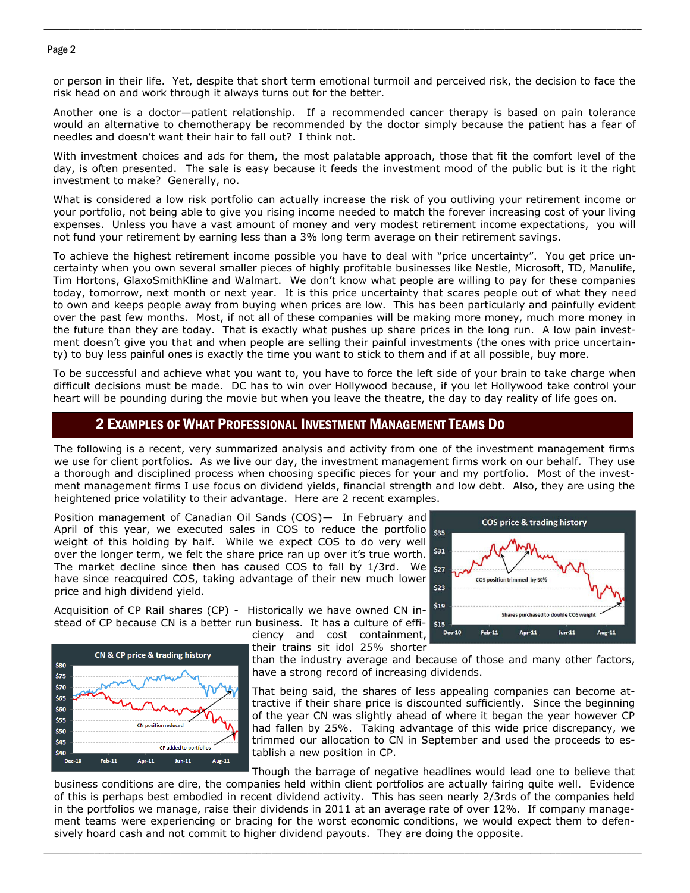or person in their life. Yet, despite that short term emotional turmoil and perceived risk, the decision to face the risk head on and work through it always turns out for the better.

Another one is a doctor—patient relationship. If a recommended cancer therapy is based on pain tolerance would an alternative to chemotherapy be recommended by the doctor simply because the patient has a fear of needles and doesn't want their hair to fall out? I think not.

With investment choices and ads for them, the most palatable approach, those that fit the comfort level of the day, is often presented. The sale is easy because it feeds the investment mood of the public but is it the right investment to make? Generally, no.

What is considered a low risk portfolio can actually increase the risk of you outliving your retirement income or your portfolio, not being able to give you rising income needed to match the forever increasing cost of your living expenses. Unless you have a vast amount of money and very modest retirement income expectations, you will not fund your retirement by earning less than a 3% long term average on their retirement savings.

To achieve the highest retirement income possible you have to deal with "price uncertainty". You get price uncertainty when you own several smaller pieces of highly profitable businesses like Nestle, Microsoft, TD, Manulife, Tim Hortons, GlaxoSmithKline and Walmart. We don't know what people are willing to pay for these companies today, tomorrow, next month or next year. It is this price uncertainty that scares people out of what they need to own and keeps people away from buying when prices are low. This has been particularly and painfully evident over the past few months. Most, if not all of these companies will be making more money, much more money in the future than they are today. That is exactly what pushes up share prices in the long run. A low pain investment doesn't give you that and when people are selling their painful investments (the ones with price uncertainty) to buy less painful ones is exactly the time you want to stick to them and if at all possible, buy more.

To be successful and achieve what you want to, you have to force the left side of your brain to take charge when difficult decisions must be made. DC has to win over Hollywood because, if you let Hollywood take control your heart will be pounding during the movie but when you leave the theatre, the day to day reality of life goes on.

## 2 Examples of What Professional Investment Management Teams Do

The following is a recent, very summarized analysis and activity from one of the investment management firms we use for client portfolios. As we live our day, the investment management firms work on our behalf. They use a thorough and disciplined process when choosing specific pieces for your and my portfolio. Most of the investment management firms I use focus on dividend yields, financial strength and low debt. Also, they are using the heightened price volatility to their advantage. Here are 2 recent examples.

Position management of Canadian Oil Sands (COS)— In February and April of this year, we executed sales in COS to reduce the portfolio weight of this holding by half. While we expect COS to do very well over the longer term, we felt the share price ran up over it's true worth. The market decline since then has caused COS to fall by 1/3rd. We have since reacquired COS, taking advantage of their new much lower price and high dividend yield.

Acquisition of CP Rail shares (CP) - Historically we have owned CN instead of CP because CN is a better run business. It has a culture of efficiency and cost containment, their trains sit idol 25% shorter than the industry average and because of those and many other factors, have a strong record of increasing dividends.

That being said, the shares of less appealing companies can become attractive if their share price is discounted sufficiently. Since the beginning of the year CN was slightly ahead of where it began the year however CP had fallen by 25%. Taking advantage of this wide price discrepancy, we trimmed our allocation to CN in September and used the proceeds to establish a new position in CP.

Though the barrage of negative headlines would lead one to believe that business conditions are dire, the companies held within client portfolios are actually fairing quite well. Evidence of this is perhaps best embodied in recent dividend activity. This has seen nearly 2/3rds of the companies held in the portfolios we manage, raise their dividends in 2011 at an average rate of over 12%. If company management teams were experiencing or bracing for the worst economic conditions, we would expect them to defensively hoard cash and not commit to higher dividend payouts. They are doing the opposite.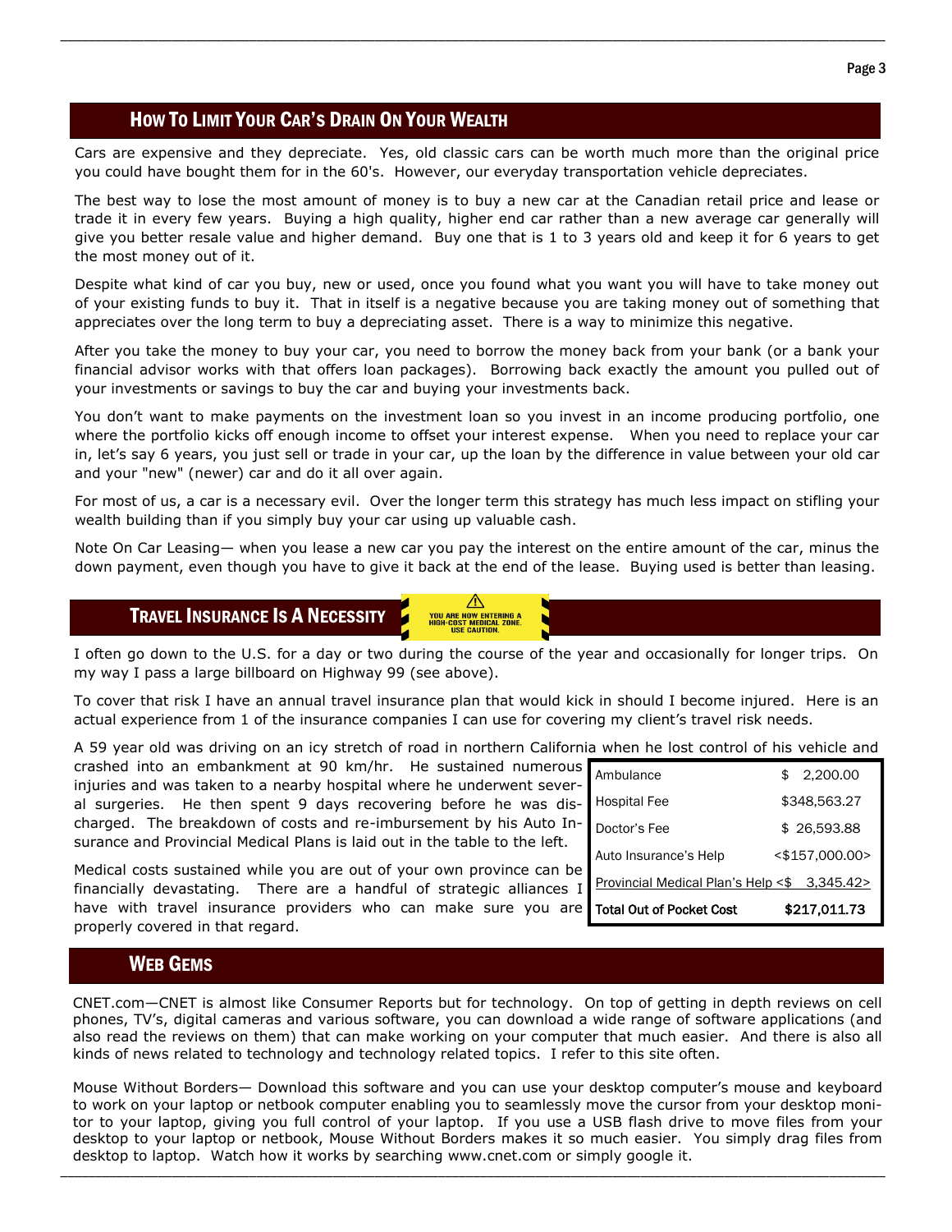## How To Limit Your Car's Drain On Your Wealth

Cars are expensive and they depreciate. Yes, old classic cars can be worth much more than the original price you could have bought them for in the 60's. However, our everyday transportation vehicle depreciates.

The best way to lose the most amount of money is to buy a new car at the Canadian retail price and lease or trade it in every few years. Buying a high quality, higher end car rather than a new average car generally will give you better resale value and higher demand. Buy one that is 1 to 3 years old and keep it for 6 years to get the most money out of it.

Despite what kind of car you buy, new or used, once you found what you want you will have to take money out of your existing funds to buy it. That in itself is a negative because you are taking money out of something that appreciates over the long term to buy a depreciating asset. There is a way to minimize this negative.

After you take the money to buy your car, you need to borrow the money back from your bank (or a bank your financial advisor works with that offers loan packages). Borrowing back exactly the amount you pulled out of your investments or savings to buy the car and buying your investments back.

You don't want to make payments on the investment loan so you invest in an income producing portfolio, one where the portfolio kicks off enough income to offset your interest expense. When you need to replace your car in, let's say 6 years, you just sell or trade in your car, up the loan by the difference in value between your old car and your "new" (newer) car and do it all over again.

For most of us, a car is a necessary evil. Over the longer term this strategy has much less impact on stifling your wealth building than if you simply buy your car using up valuable cash.

Note On Car Leasing— when you lease a new car you pay the interest on the entire amount of the car, minus the down payment, even though you have to give it back at the end of the lease. Buying used is better than leasing.

## Travel Insurance Is A Necessity

YOU ARE NOW ENTERING A HIGH-COST MEDICAL ZONE. USE CAUTION.

I often go down to the U.S. for a day or two during the course of the year and occasionally for longer trips. On my way I pass a large billboard on Highway 99 (see above).

To cover that risk I have an annual travel insurance plan that would kick in should I become injured. Here is an actual experience from 1 of the insurance companies I can use for covering my client's travel risk needs.

A 59 year old was driving on an icy stretch of road in northern California when he lost control of his vehicle and crashed into an embankment at 90 km/hr. He sustained numerous injuries and was taken to a nearby hospital where he underwent several surgeries. He then spent 9 days recovering before he was discharged. The breakdown of costs and re-imbursement by his Auto Insurance and Provincial Medical Plans is laid out in the table to the left.

| | |
|---|---|
| Ambulance | $ 2,200.00 |
| Hospital Fee | $348,563.27 |
| Doctor's Fee | $ 26,593.88 |
| Auto Insurance's Help | <$157,000.00> |
| Provincial Medical Plan's Help | <$ 3,345.42> |
| **Total Out of Pocket Cost** | **$217,011.73** |

Medical costs sustained while you are out of your own province can be financially devastating. There are a handful of strategic alliances I have with travel insurance providers who can make sure you are properly covered in that regard.

## Web Gems

CNET.com—CNET is almost like Consumer Reports but for technology. On top of getting in depth reviews on cell phones, TV's, digital cameras and various software, you can download a wide range of software applications (and also read the reviews on them) that can make working on your computer that much easier. And there is also all kinds of news related to technology and technology related topics. I refer to this site often.

Mouse Without Borders— Download this software and you can use your desktop computer's mouse and keyboard to work on your laptop or netbook computer enabling you to seamlessly move the cursor from your desktop monitor to your laptop, giving you full control of your laptop. If you use a USB flash drive to move files from your desktop to your laptop or netbook, Mouse Without Borders makes it so much easier. You simply drag files from desktop to laptop. Watch how it works by searching www.cnet.com or simply google it.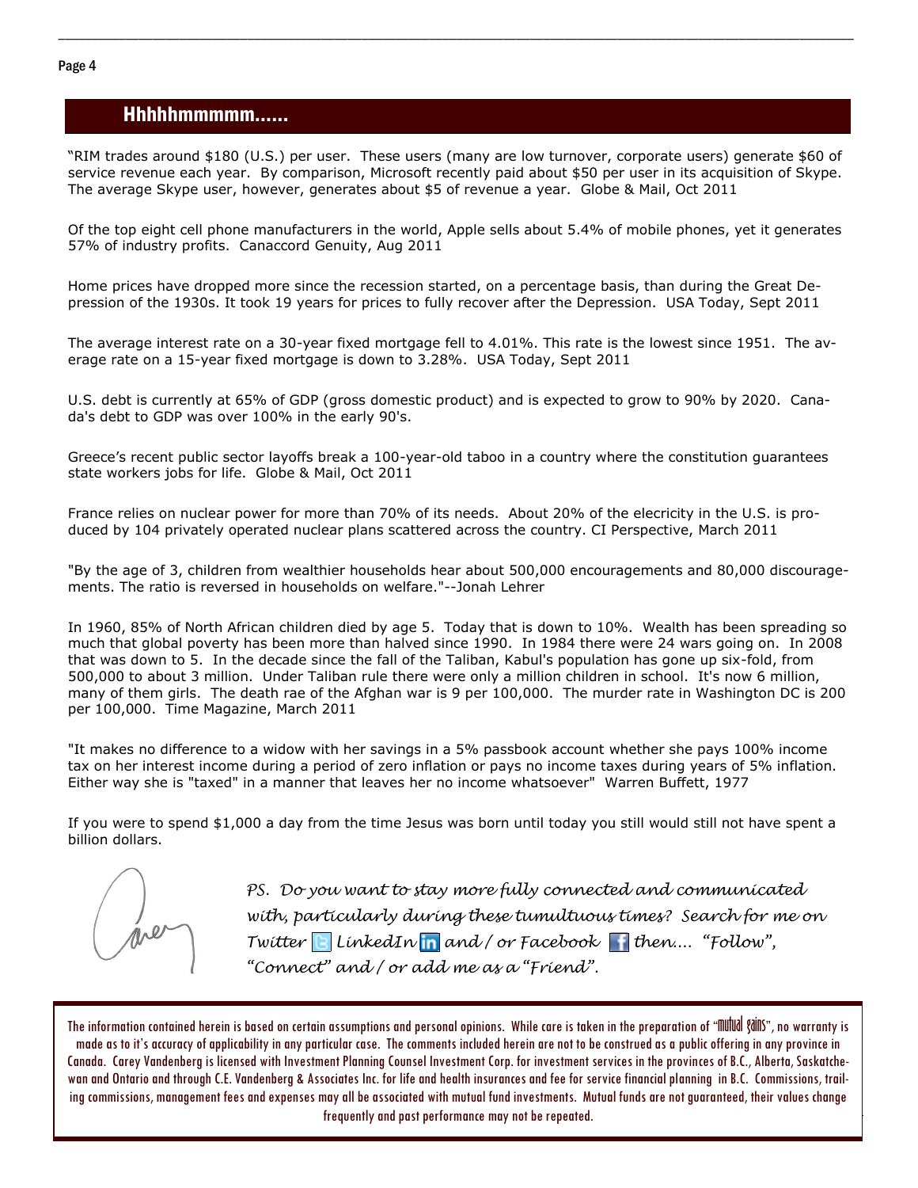## Hhhhhmmmmm......

"RIM trades around $180 (U.S.) per user. These users (many are low turnover, corporate users) generate $60 of service revenue each year. By comparison, Microsoft recently paid about $50 per user in its acquisition of Skype. The average Skype user, however, generates about $5 of revenue a year. Globe & Mail, Oct 2011

Of the top eight cell phone manufacturers in the world, Apple sells about 5.4% of mobile phones, yet it generates 57% of industry profits. Canaccord Genuity, Aug 2011

Home prices have dropped more since the recession started, on a percentage basis, than during the Great Depression of the 1930s. It took 19 years for prices to fully recover after the Depression. USA Today, Sept 2011

The average interest rate on a 30-year fixed mortgage fell to 4.01%. This rate is the lowest since 1951. The average rate on a 15-year fixed mortgage is down to 3.28%. USA Today, Sept 2011

U.S. debt is currently at 65% of GDP (gross domestic product) and is expected to grow to 90% by 2020. Canada's debt to GDP was over 100% in the early 90's.

Greece's recent public sector layoffs break a 100-year-old taboo in a country where the constitution guarantees state workers jobs for life. Globe & Mail, Oct 2011

France relies on nuclear power for more than 70% of its needs. About 20% of the elecricity in the U.S. is produced by 104 privately operated nuclear plans scattered across the country. CI Perspective, March 2011

"By the age of 3, children from wealthier households hear about 500,000 encouragements and 80,000 discouragements. The ratio is reversed in households on welfare."--Jonah Lehrer

In 1960, 85% of North African children died by age 5. Today that is down to 10%. Wealth has been spreading so much that global poverty has been more than halved since 1990. In 1984 there were 24 wars going on. In 2008 that was down to 5. In the decade since the fall of the Taliban, Kabul's population has gone up six-fold, from 500,000 to about 3 million. Under Taliban rule there were only a million children in school. It's now 6 million, many of them girls. The death rae of the Afghan war is 9 per 100,000. The murder rate in Washington DC is 200 per 100,000. Time Magazine, March 2011

"It makes no difference to a widow with her savings in a 5% passbook account whether she pays 100% income tax on her interest income during a period of zero inflation or pays no income taxes during years of 5% inflation. Either way she is "taxed" in a manner that leaves her no income whatsoever" Warren Buffett, 1977

If you were to spend $1,000 a day from the time Jesus was born until today you still would still not have spent a billion dollars.

Carey

*PS. Do you want to stay more fully connected and communicated with, particularly during these tumultuous times? Search for me on Twitter LinkedIn and / or Facebook then.... "Follow", "Connect" and / or add me as a "Friend".*

The information contained herein is based on certain assumptions and personal opinions. While care is taken in the preparation of "mutual gains", no warranty is made as to it's accuracy of applicability in any particular case. The comments included herein are not to be construed as a public offering in any province in Canada. Carey Vandenberg is licensed with Investment Planning Counsel Investment Corp. for investment services in the provinces of B.C., Alberta, Saskatchewan and Ontario and through C.E. Vandenberg & Associates Inc. for life and health insurances and fee for service financial planning in B.C. Commissions, trailing commissions, management fees and expenses may all be associated with mutual fund investments. Mutual funds are not guaranteed, their values change frequently and past performance may not be repeated.